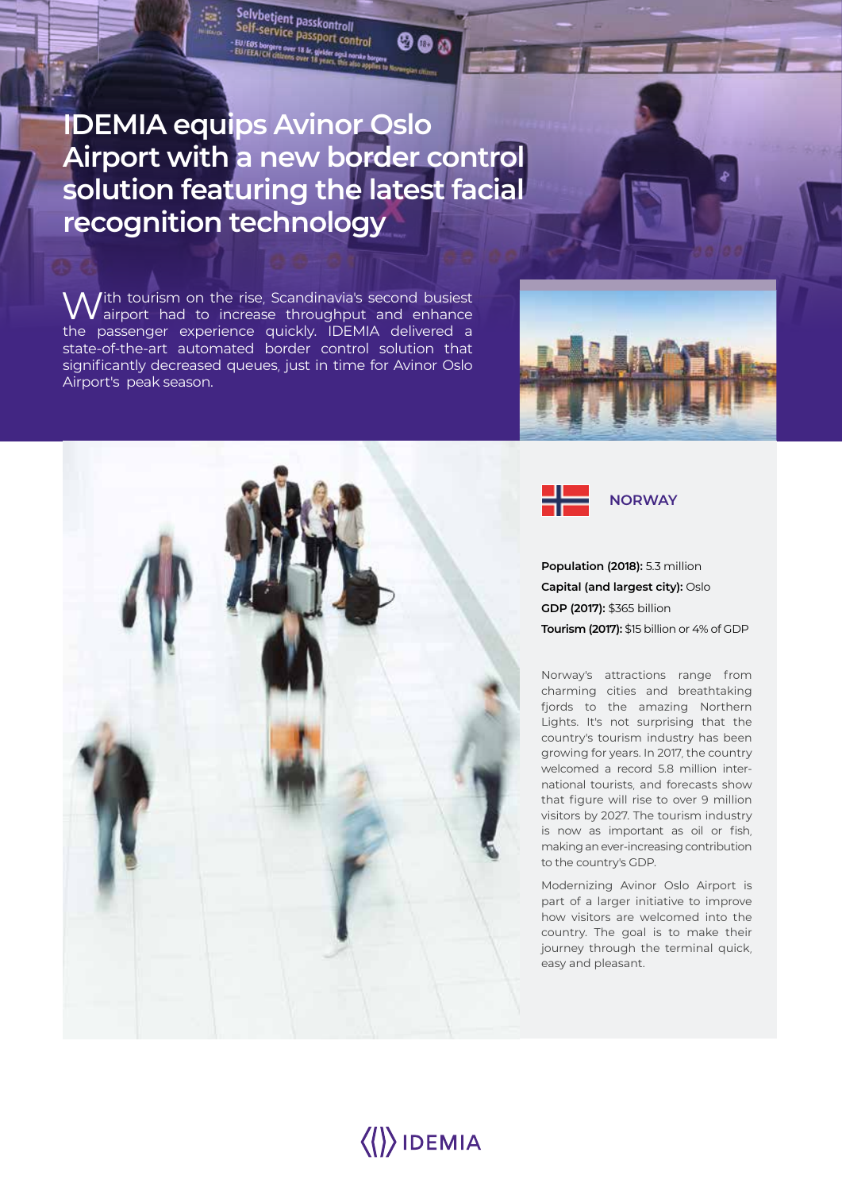# IDEMIA equips Avinor Oslo Airport with a new border control solution featuring the latest facial recognition technology

With tourism on the rise, Scandinavia's second busiest airport had to increase throughput and enhance the passenger experience quickly. IDEMIA delivered a state-of-the-art automated border control solution that significantly decreased queues, just in time for Avinor Oslo Airport's peak season.

## NORWAY

**Population (2018):** 5.3 million
**Capital (and largest city):** Oslo
**GDP (2017):** $365 billion
**Tourism (2017):** $15 billion or 4% of GDP

Norway's attractions range from charming cities and breathtaking fjords to the amazing Northern Lights. It's not surprising that the country's tourism industry has been growing for years. In 2017, the country welcomed a record 5.8 million international tourists, and forecasts show that figure will rise to over 9 million visitors by 2027. The tourism industry is now as important as oil or fish, making an ever-increasing contribution to the country's GDP.

Modernizing Avinor Oslo Airport is part of a larger initiative to improve how visitors are welcomed into the country. The goal is to make their journey through the terminal quick, easy and pleasant.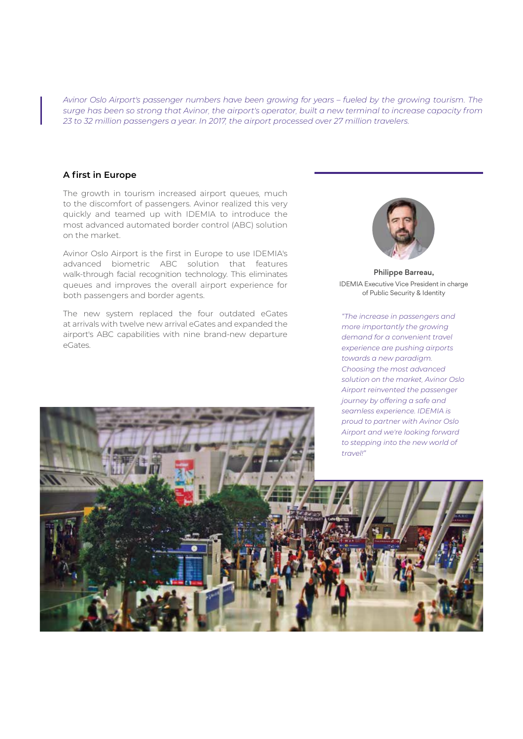*Avinor Oslo Airport's passenger numbers have been growing for years – fueled by the growing tourism. The surge has been so strong that Avinor, the airport's operator, built a new terminal to increase capacity from 23 to 32 million passengers a year. In 2017, the airport processed over 27 million travelers.*

### A first in Europe

The growth in tourism increased airport queues, much to the discomfort of passengers. Avinor realized this very quickly and teamed up with IDEMIA to introduce the most advanced automated border control (ABC) solution on the market.

Avinor Oslo Airport is the first in Europe to use IDEMIA's advanced biometric ABC solution that features walk-through facial recognition technology. This eliminates queues and improves the overall airport experience for both passengers and border agents.

The new system replaced the four outdated eGates at arrivals with twelve new arrival eGates and expanded the airport's ABC capabilities with nine brand-new departure eGates.

**Philippe Barreau,**
IDEMIA Executive Vice President in charge of Public Security & Identity

*"The increase in passengers and more importantly the growing demand for a convenient travel experience are pushing airports towards a new paradigm. Choosing the most advanced solution on the market, Avinor Oslo Airport reinvented the passenger journey by offering a safe and seamless experience. IDEMIA is proud to partner with Avinor Oslo Airport and we're looking forward to stepping into the new world of travel!"*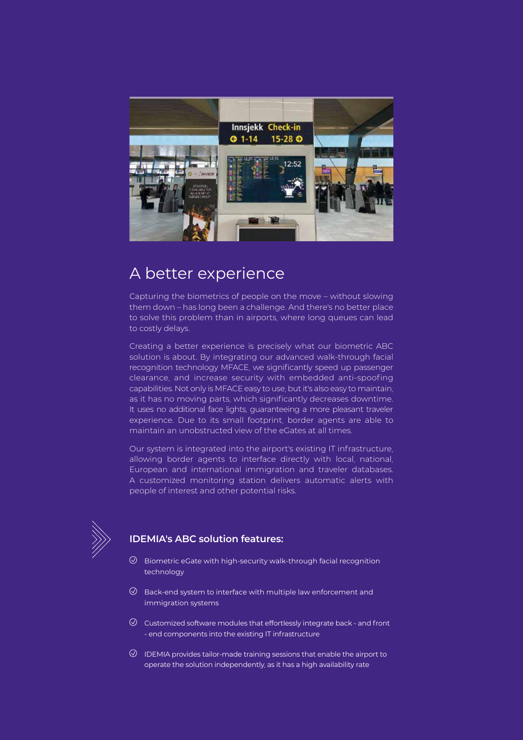## A better experience

Capturing the biometrics of people on the move – without slowing them down – has long been a challenge. And there's no better place to solve this problem than in airports, where long queues can lead to costly delays.

Creating a better experience is precisely what our biometric ABC solution is about. By integrating our advanced walk-through facial recognition technology MFACE, we significantly speed up passenger clearance, and increase security with embedded anti-spoofing capabilities. Not only is MFACE easy to use, but it's also easy to maintain, as it has no moving parts, which significantly decreases downtime. It uses no additional face lights, guaranteeing a more pleasant traveler experience. Due to its small footprint, border agents are able to maintain an unobstructed view of the eGates at all times.

Our system is integrated into the airport's existing IT infrastructure, allowing border agents to interface directly with local, national, European and international immigration and traveler databases. A customized monitoring station delivers automatic alerts with people of interest and other potential risks.

### IDEMIA's ABC solution features:

- Biometric eGate with high-security walk-through facial recognition technology
- Back-end system to interface with multiple law enforcement and immigration systems
- Customized software modules that effortlessly integrate back - and front - end components into the existing IT infrastructure
- IDEMIA provides tailor-made training sessions that enable the airport to operate the solution independently, as it has a high availability rate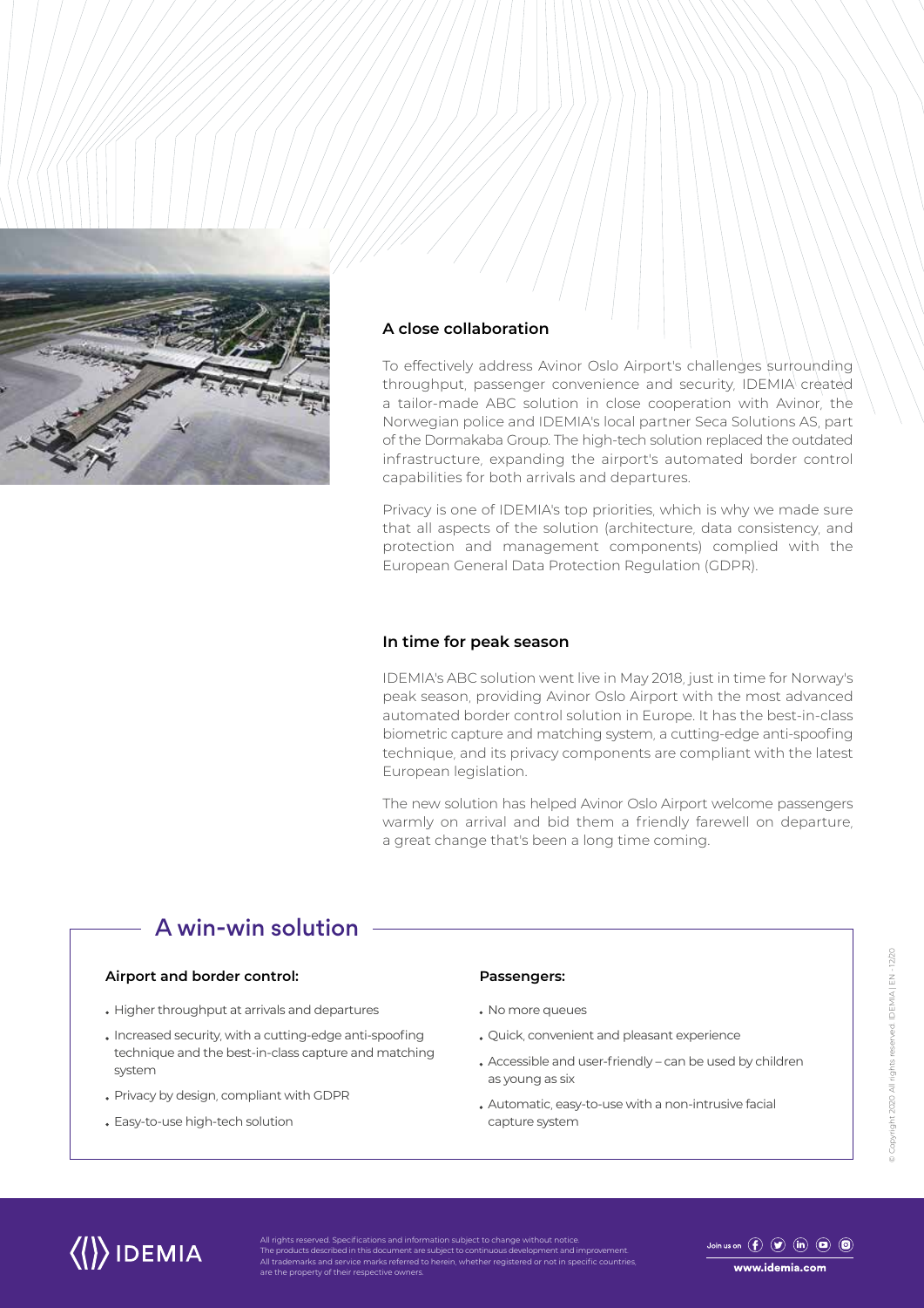### A close collaboration

To effectively address Avinor Oslo Airport's challenges surrounding throughput, passenger convenience and security, IDEMIA created a tailor-made ABC solution in close cooperation with Avinor, the Norwegian police and IDEMIA's local partner Seca Solutions AS, part of the Dormakaba Group. The high-tech solution replaced the outdated infrastructure, expanding the airport's automated border control capabilities for both arrivals and departures.

Privacy is one of IDEMIA's top priorities, which is why we made sure that all aspects of the solution (architecture, data consistency, and protection and management components) complied with the European General Data Protection Regulation (GDPR).

### In time for peak season

IDEMIA's ABC solution went live in May 2018, just in time for Norway's peak season, providing Avinor Oslo Airport with the most advanced automated border control solution in Europe. It has the best-in-class biometric capture and matching system, a cutting-edge anti-spoofing technique, and its privacy components are compliant with the latest European legislation.

The new solution has helped Avinor Oslo Airport welcome passengers warmly on arrival and bid them a friendly farewell on departure, a great change that's been a long time coming.

## A win-win solution

**Airport and border control:**

- Higher throughput at arrivals and departures
- Increased security, with a cutting-edge anti-spoofing technique and the best-in-class capture and matching system
- Privacy by design, compliant with GDPR
- Easy-to-use high-tech solution

**Passengers:**

- No more queues
- Quick, convenient and pleasant experience
- Accessible and user-friendly – can be used by children as young as six
- Automatic, easy-to-use with a non-intrusive facial capture system

© Copyright 2020 All rights reserved IDEMIA | EN - 12/20

IDEMIA

All rights reserved. Specifications and information subject to change without notice.
The products described in this document are subject to continuous development and improvement.
All trademarks and service marks referred to herein, whether registered or not in specific countries, are the property of their respective owners.

Join us on

www.idemia.com